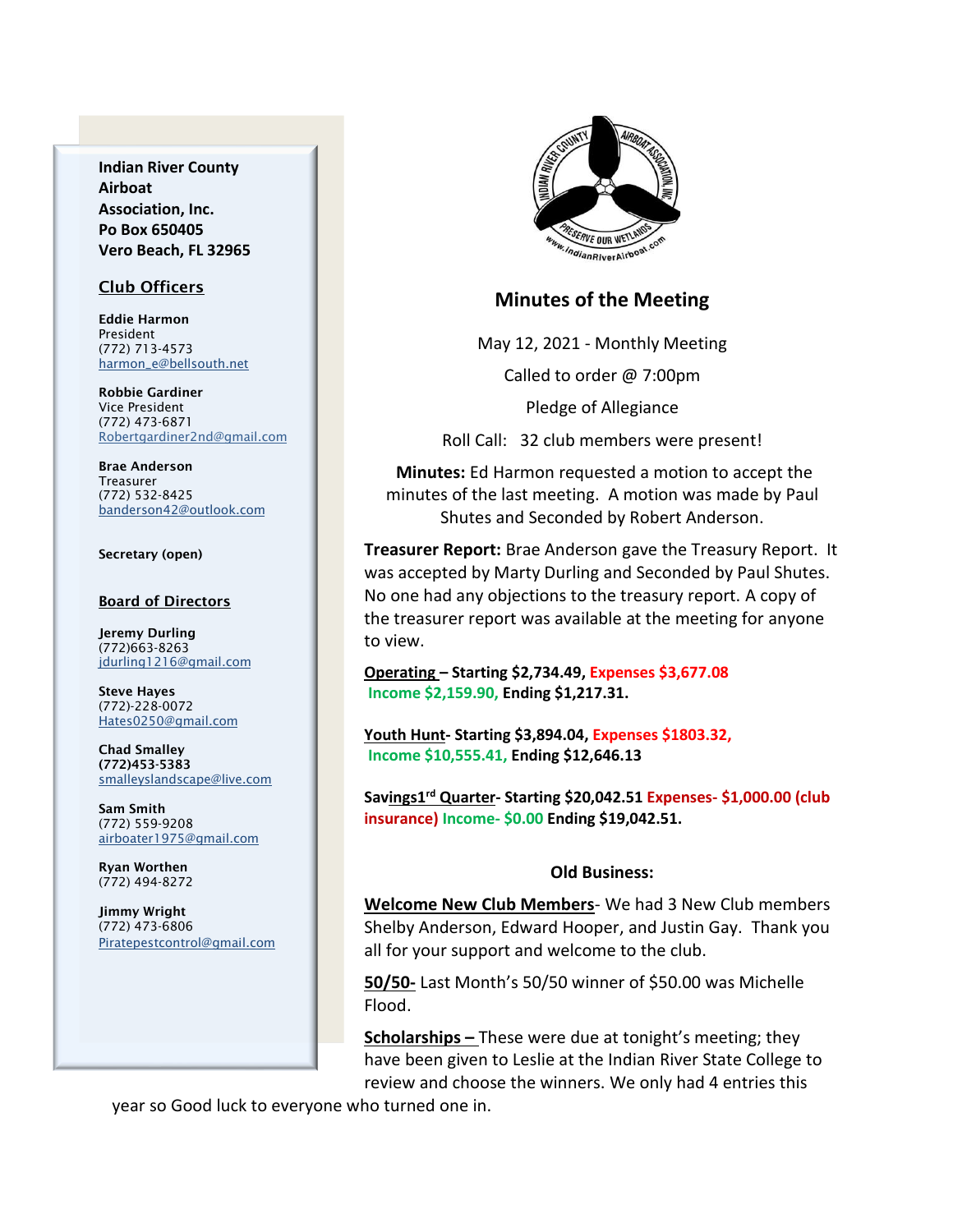**Indian River County Airboat Association, Inc.**
**Po Box 650405**
**Vero Beach, FL 32965**

## Club Officers

**Eddie Harmon**
President
(772) 713-4573
harmon_e@bellsouth.net

**Robbie Gardiner**
Vice President
(772) 473-6871
Robertgardiner2nd@gmail.com

**Brae Anderson**
Treasurer
(772) 532-8425
banderson42@outlook.com

**Secretary (open)**

## Board of Directors

**Jeremy Durling**
(772)663-8263
jdurling1216@gmail.com

**Steve Hayes**
(772)-228-0072
Hates0250@gmail.com

**Chad Smalley**
**(772)453-5383**
smalleyslandscape@live.com

**Sam Smith**
(772) 559-9208
airboater1975@gmail.com

**Ryan Worthen**
(772) 494-8272

**Jimmy Wright**
(772) 473-6806
Piratepestcontrol@gmail.com

# Minutes of the Meeting

May 12, 2021 - Monthly Meeting

Called to order @ 7:00pm

Pledge of Allegiance

Roll Call: 32 club members were present!

**Minutes:** Ed Harmon requested a motion to accept the minutes of the last meeting. A motion was made by Paul Shutes and Seconded by Robert Anderson.

**Treasurer Report:** Brae Anderson gave the Treasury Report. It was accepted by Marty Durling and Seconded by Paul Shutes. No one had any objections to the treasury report. A copy of the treasurer report was available at the meeting for anyone to view.

**Operating – Starting $2,734.49, Expenses $3,677.08 Income $2,159.90, Ending $1,217.31.**

**Youth Hunt- Starting $3,894.04, Expenses $1803.32, Income $10,555.41, Ending $12,646.13**

**Savings1st Quarter- Starting $20,042.51 Expenses- $1,000.00 (club insurance) Income- $0.00 Ending $19,042.51.**

### Old Business:

**Welcome New Club Members**- We had 3 New Club members Shelby Anderson, Edward Hooper, and Justin Gay. Thank you all for your support and welcome to the club.

**50/50-** Last Month's 50/50 winner of $50.00 was Michelle Flood.

**Scholarships –** These were due at tonight's meeting; they have been given to Leslie at the Indian River State College to review and choose the winners. We only had 4 entries this year so Good luck to everyone who turned one in.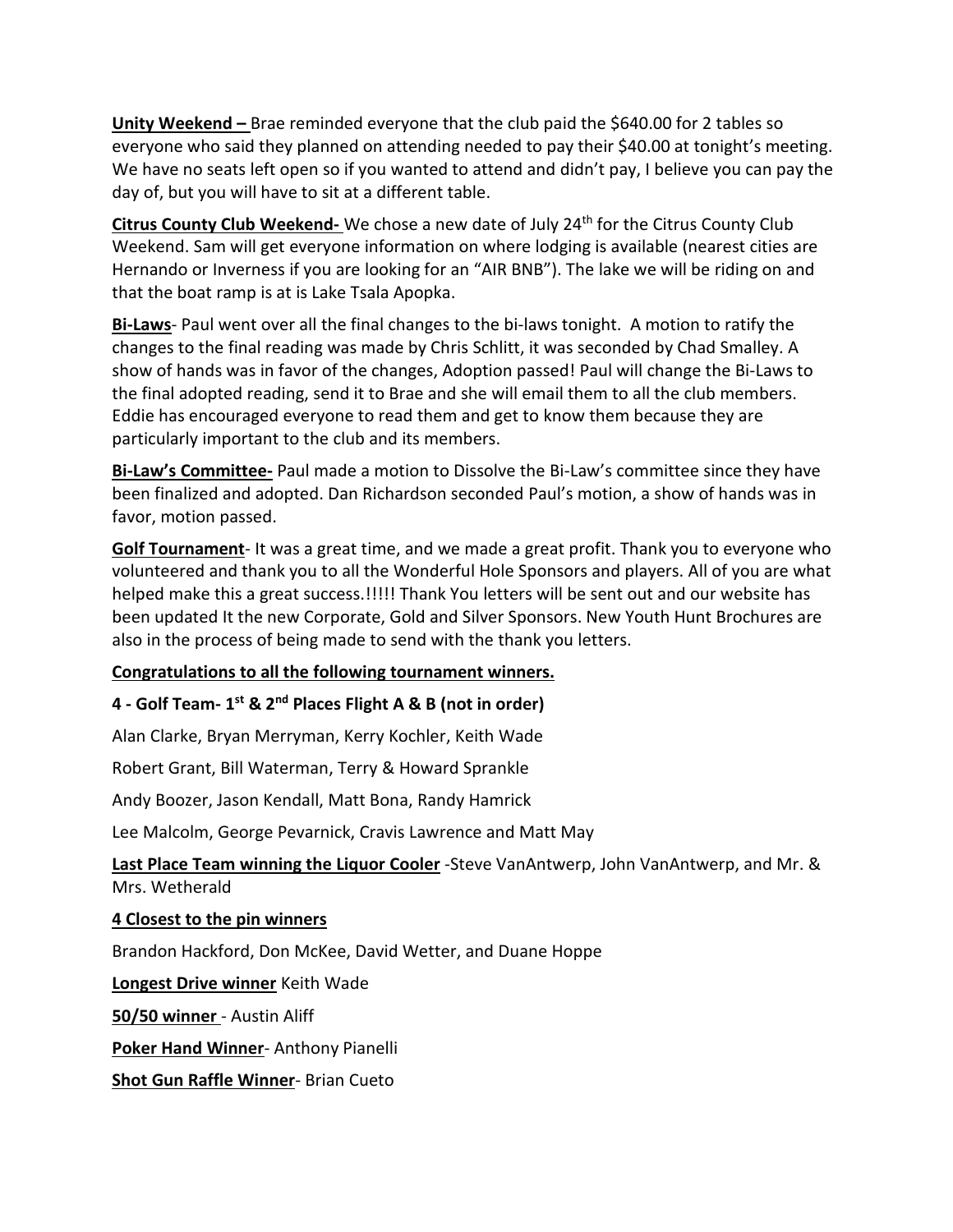**Unity Weekend –** Brae reminded everyone that the club paid the $640.00 for 2 tables so everyone who said they planned on attending needed to pay their $40.00 at tonight's meeting. We have no seats left open so if you wanted to attend and didn't pay, I believe you can pay the day of, but you will have to sit at a different table.

**Citrus County Club Weekend-** We chose a new date of July 24th for the Citrus County Club Weekend. Sam will get everyone information on where lodging is available (nearest cities are Hernando or Inverness if you are looking for an "AIR BNB"). The lake we will be riding on and that the boat ramp is at is Lake Tsala Apopka.

**Bi-Laws**- Paul went over all the final changes to the bi-laws tonight. A motion to ratify the changes to the final reading was made by Chris Schlitt, it was seconded by Chad Smalley. A show of hands was in favor of the changes, Adoption passed! Paul will change the Bi-Laws to the final adopted reading, send it to Brae and she will email them to all the club members. Eddie has encouraged everyone to read them and get to know them because they are particularly important to the club and its members.

**Bi-Law's Committee-** Paul made a motion to Dissolve the Bi-Law's committee since they have been finalized and adopted. Dan Richardson seconded Paul's motion, a show of hands was in favor, motion passed.

**Golf Tournament**- It was a great time, and we made a great profit. Thank you to everyone who volunteered and thank you to all the Wonderful Hole Sponsors and players. All of you are what helped make this a great success.!!!!! Thank You letters will be sent out and our website has been updated It the new Corporate, Gold and Silver Sponsors. New Youth Hunt Brochures are also in the process of being made to send with the thank you letters.

**Congratulations to all the following tournament winners.**

**4 - Golf Team- 1st & 2nd Places Flight A & B (not in order)**

Alan Clarke, Bryan Merryman, Kerry Kochler, Keith Wade

Robert Grant, Bill Waterman, Terry & Howard Sprankle

Andy Boozer, Jason Kendall, Matt Bona, Randy Hamrick

Lee Malcolm, George Pevarnick, Cravis Lawrence and Matt May

**Last Place Team winning the Liquor Cooler** -Steve VanAntwerp, John VanAntwerp, and Mr. & Mrs. Wetherald

**4 Closest to the pin winners**

Brandon Hackford, Don McKee, David Wetter, and Duane Hoppe

**Longest Drive winner** Keith Wade

**50/50 winner** - Austin Aliff

**Poker Hand Winner**- Anthony Pianelli

**Shot Gun Raffle Winner**- Brian Cueto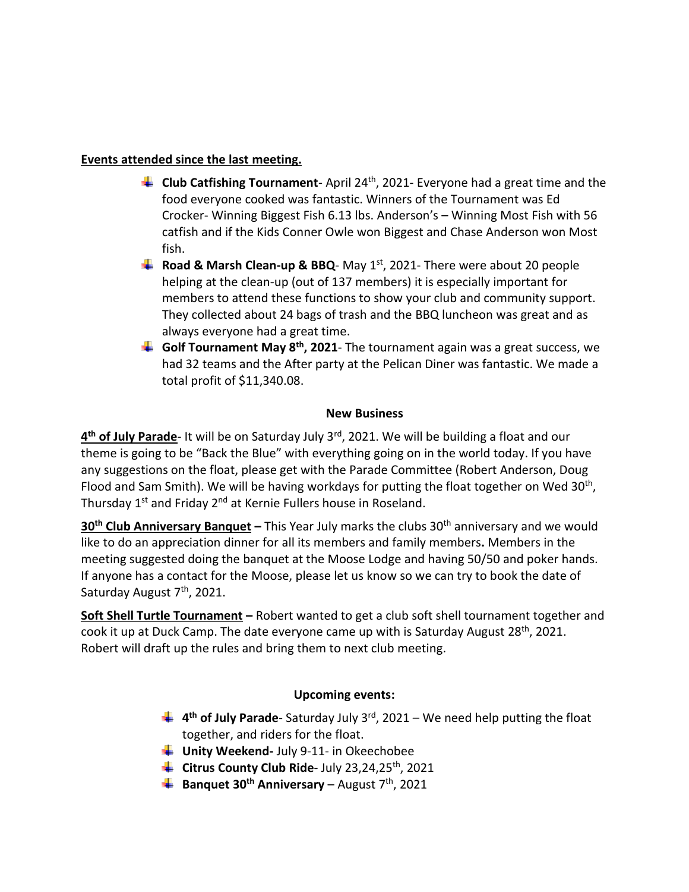**<u>Events attended since the last meeting.</u>**

- **Club Catfishing Tournament**- April 24th, 2021- Everyone had a great time and the food everyone cooked was fantastic. Winners of the Tournament was Ed Crocker- Winning Biggest Fish 6.13 lbs. Anderson's – Winning Most Fish with 56 catfish and if the Kids Conner Owle won Biggest and Chase Anderson won Most fish.
- **Road & Marsh Clean-up & BBQ**- May 1st, 2021- There were about 20 people helping at the clean-up (out of 137 members) it is especially important for members to attend these functions to show your club and community support. They collected about 24 bags of trash and the BBQ luncheon was great and as always everyone had a great time.
- **Golf Tournament May 8th, 2021**- The tournament again was a great success, we had 32 teams and the After party at the Pelican Diner was fantastic. We made a total profit of $11,340.08.

**New Business**

**<u>4th of July Parade</u>**- It will be on Saturday July 3rd, 2021. We will be building a float and our theme is going to be "Back the Blue" with everything going on in the world today. If you have any suggestions on the float, please get with the Parade Committee (Robert Anderson, Doug Flood and Sam Smith). We will be having workdays for putting the float together on Wed 30th, Thursday 1st and Friday 2nd at Kernie Fullers house in Roseland.

**<u>30th Club Anniversary Banquet</u> –** This Year July marks the clubs 30th anniversary and we would like to do an appreciation dinner for all its members and family members**.** Members in the meeting suggested doing the banquet at the Moose Lodge and having 50/50 and poker hands. If anyone has a contact for the Moose, please let us know so we can try to book the date of Saturday August 7th, 2021.

**<u>Soft Shell Turtle Tournament</u> –** Robert wanted to get a club soft shell tournament together and cook it up at Duck Camp. The date everyone came up with is Saturday August 28th, 2021. Robert will draft up the rules and bring them to next club meeting.

**Upcoming events:**

- **4th of July Parade**- Saturday July 3rd, 2021 – We need help putting the float together, and riders for the float.
- **Unity Weekend-** July 9-11- in Okeechobee
- **Citrus County Club Ride**- July 23,24,25th, 2021
- **Banquet 30th Anniversary** – August 7th, 2021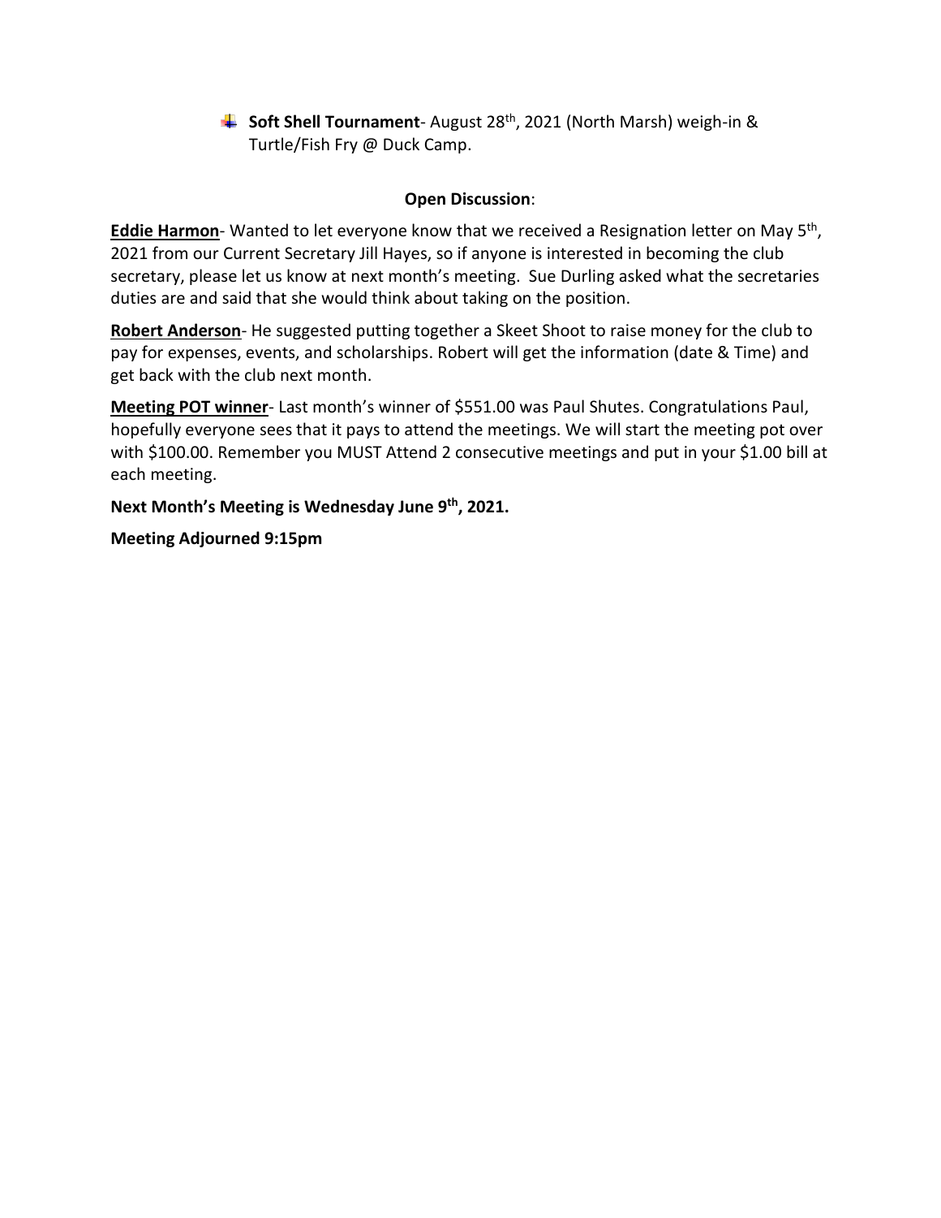- **Soft Shell Tournament**- August 28th, 2021 (North Marsh) weigh-in & Turtle/Fish Fry @ Duck Camp.

**Open Discussion**:

**Eddie Harmon**- Wanted to let everyone know that we received a Resignation letter on May 5th, 2021 from our Current Secretary Jill Hayes, so if anyone is interested in becoming the club secretary, please let us know at next month's meeting. Sue Durling asked what the secretaries duties are and said that she would think about taking on the position.

**Robert Anderson**- He suggested putting together a Skeet Shoot to raise money for the club to pay for expenses, events, and scholarships. Robert will get the information (date & Time) and get back with the club next month.

**Meeting POT winner**- Last month's winner of $551.00 was Paul Shutes. Congratulations Paul, hopefully everyone sees that it pays to attend the meetings. We will start the meeting pot over with $100.00. Remember you MUST Attend 2 consecutive meetings and put in your $1.00 bill at each meeting.

**Next Month's Meeting is Wednesday June 9th, 2021.**

**Meeting Adjourned 9:15pm**